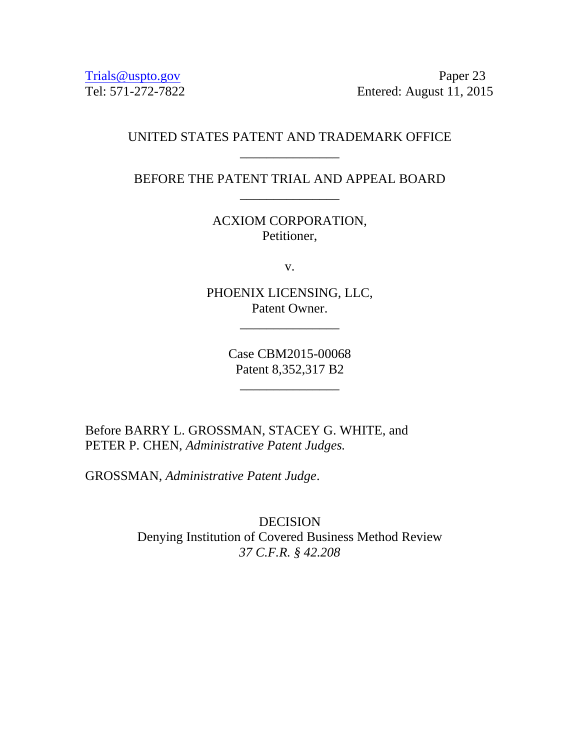Trials@uspto.gov  
Tel: 571-272-7822

Paper 23  
Entered: August 11, 2015

UNITED STATES PATENT AND TRADEMARK OFFICE

_______________

BEFORE THE PATENT TRIAL AND APPEAL BOARD

_______________

ACXIOM CORPORATION,  
Petitioner,

v.

PHOENIX LICENSING, LLC,  
Patent Owner.

_______________

Case CBM2015-00068  
Patent 8,352,317 B2

_______________

Before BARRY L. GROSSMAN, STACEY G. WHITE, and PETER P. CHEN, *Administrative Patent Judges.*

GROSSMAN, *Administrative Patent Judge*.

DECISION  
Denying Institution of Covered Business Method Review  
*37 C.F.R. § 42.208*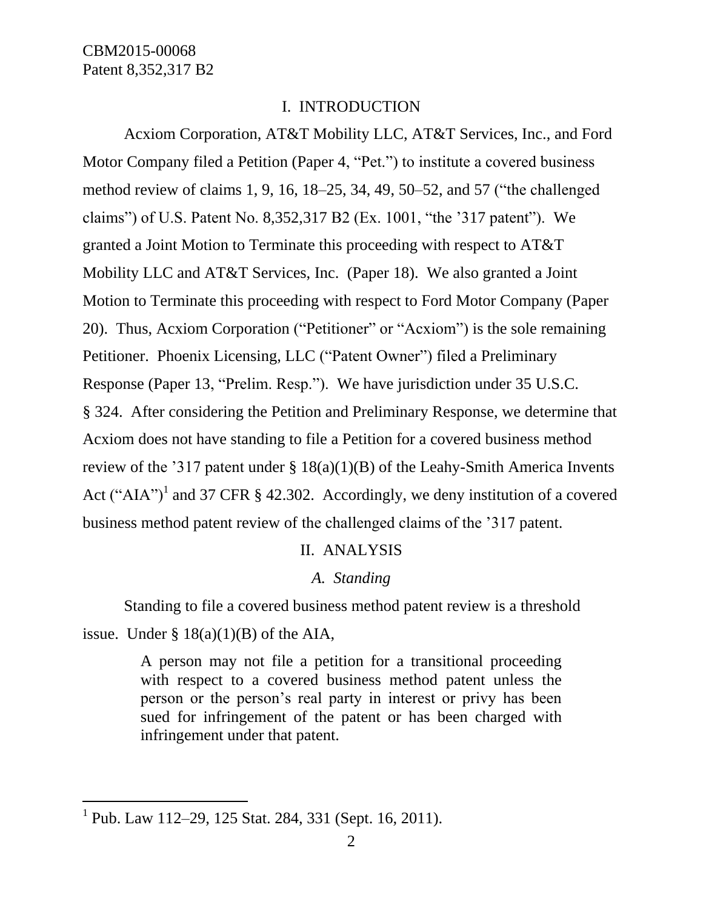# I. INTRODUCTION

Acxiom Corporation, AT&T Mobility LLC, AT&T Services, Inc., and Ford Motor Company filed a Petition (Paper 4, "Pet.") to institute a covered business method review of claims 1, 9, 16, 18–25, 34, 49, 50–52, and 57 ("the challenged claims") of U.S. Patent No. 8,352,317 B2 (Ex. 1001, "the '317 patent"). We granted a Joint Motion to Terminate this proceeding with respect to AT&T Mobility LLC and AT&T Services, Inc. (Paper 18). We also granted a Joint Motion to Terminate this proceeding with respect to Ford Motor Company (Paper 20). Thus, Acxiom Corporation ("Petitioner" or "Acxiom") is the sole remaining Petitioner. Phoenix Licensing, LLC ("Patent Owner") filed a Preliminary Response (Paper 13, "Prelim. Resp."). We have jurisdiction under 35 U.S.C. § 324. After considering the Petition and Preliminary Response, we determine that Acxiom does not have standing to file a Petition for a covered business method review of the '317 patent under § 18(a)(1)(B) of the Leahy-Smith America Invents Act ("AIA")[1] and 37 CFR § 42.302. Accordingly, we deny institution of a covered business method patent review of the challenged claims of the '317 patent.

# II. ANALYSIS

## *A. Standing*

Standing to file a covered business method patent review is a threshold issue. Under § 18(a)(1)(B) of the AIA,

> A person may not file a petition for a transitional proceeding with respect to a covered business method patent unless the person or the person's real party in interest or privy has been sued for infringement of the patent or has been charged with infringement under that patent.

[1] Pub. Law 112–29, 125 Stat. 284, 331 (Sept. 16, 2011).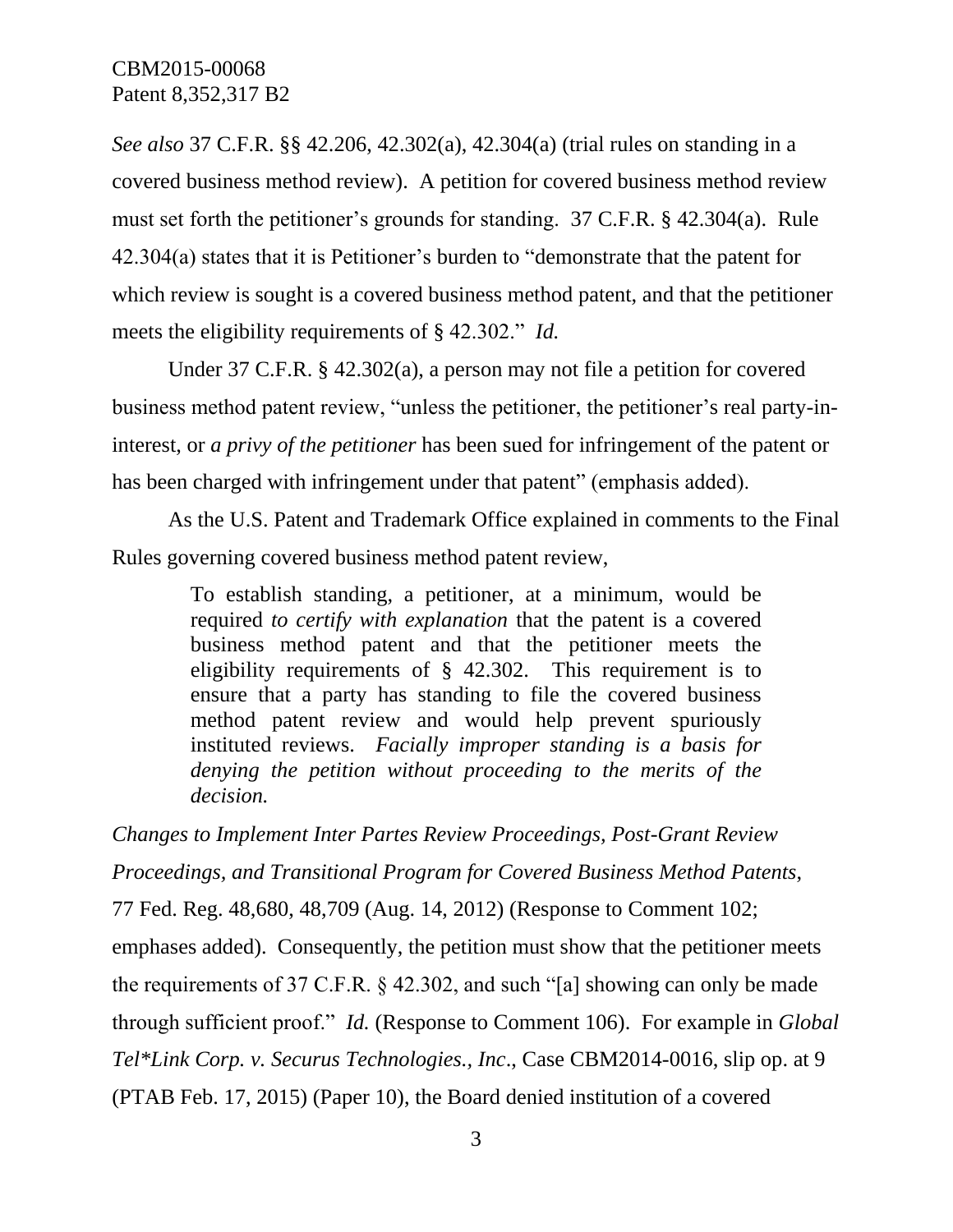*See also* 37 C.F.R. §§ 42.206, 42.302(a), 42.304(a) (trial rules on standing in a covered business method review). A petition for covered business method review must set forth the petitioner's grounds for standing. 37 C.F.R. § 42.304(a). Rule 42.304(a) states that it is Petitioner's burden to "demonstrate that the patent for which review is sought is a covered business method patent, and that the petitioner meets the eligibility requirements of § 42.302." *Id.*

Under 37 C.F.R. § 42.302(a), a person may not file a petition for covered business method patent review, "unless the petitioner, the petitioner's real party-in-interest, or *a privy of the petitioner* has been sued for infringement of the patent or has been charged with infringement under that patent" (emphasis added).

As the U.S. Patent and Trademark Office explained in comments to the Final Rules governing covered business method patent review,

> To establish standing, a petitioner, at a minimum, would be required *to certify with explanation* that the patent is a covered business method patent and that the petitioner meets the eligibility requirements of § 42.302. This requirement is to ensure that a party has standing to file the covered business method patent review and would help prevent spuriously instituted reviews. *Facially improper standing is a basis for denying the petition without proceeding to the merits of the decision.*

*Changes to Implement Inter Partes Review Proceedings, Post-Grant Review Proceedings, and Transitional Program for Covered Business Method Patents*, 77 Fed. Reg. 48,680, 48,709 (Aug. 14, 2012) (Response to Comment 102; emphases added). Consequently, the petition must show that the petitioner meets the requirements of 37 C.F.R. § 42.302, and such "[a] showing can only be made through sufficient proof." *Id.* (Response to Comment 106). For example in *Global Tel*Link Corp. v. Securus Technologies., Inc*., Case CBM2014-0016, slip op. at 9 (PTAB Feb. 17, 2015) (Paper 10), the Board denied institution of a covered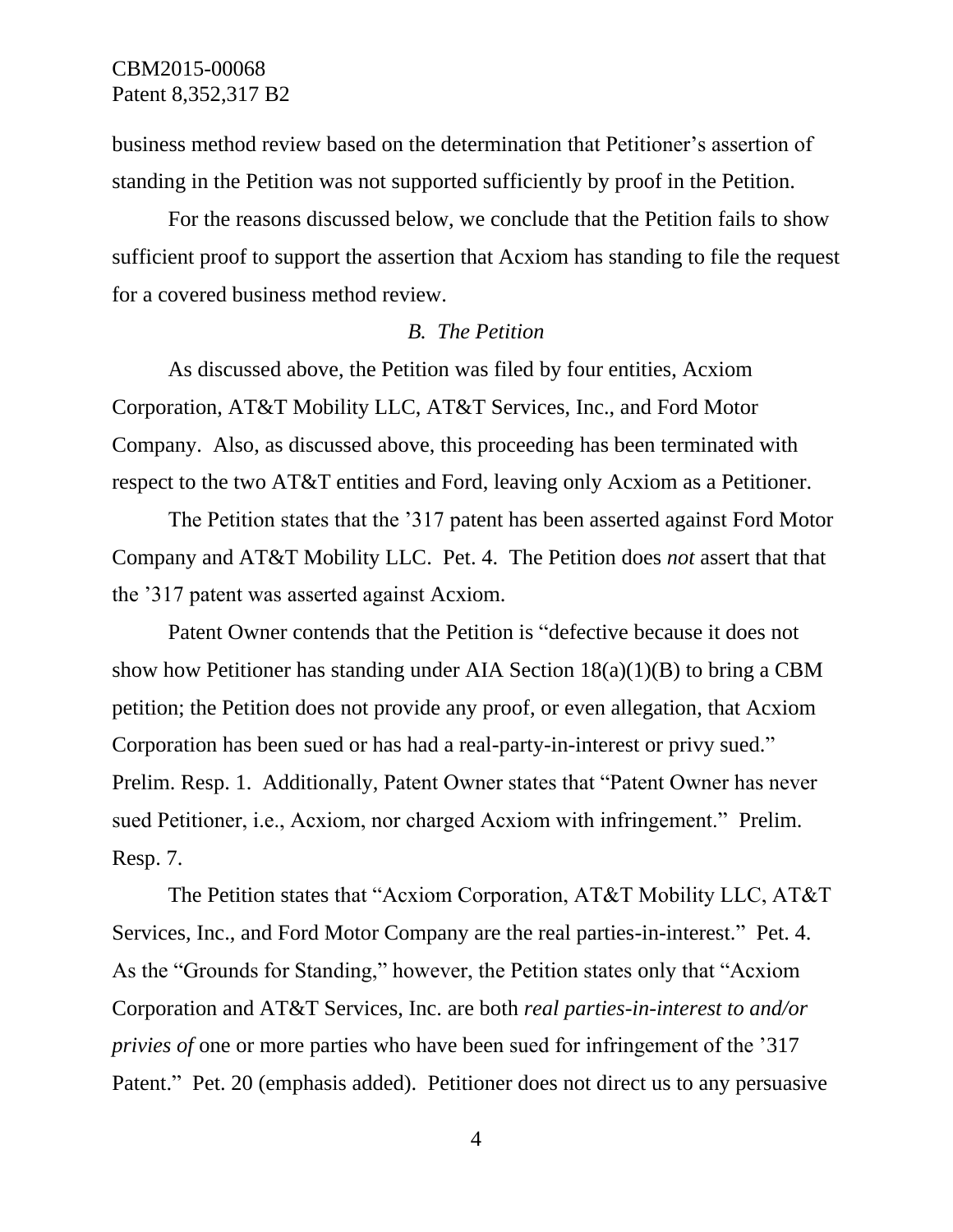business method review based on the determination that Petitioner's assertion of standing in the Petition was not supported sufficiently by proof in the Petition.

For the reasons discussed below, we conclude that the Petition fails to show sufficient proof to support the assertion that Acxiom has standing to file the request for a covered business method review.

### *B. The Petition*

As discussed above, the Petition was filed by four entities, Acxiom Corporation, AT&T Mobility LLC, AT&T Services, Inc., and Ford Motor Company. Also, as discussed above, this proceeding has been terminated with respect to the two AT&T entities and Ford, leaving only Acxiom as a Petitioner.

The Petition states that the '317 patent has been asserted against Ford Motor Company and AT&T Mobility LLC. Pet. 4. The Petition does *not* assert that that the '317 patent was asserted against Acxiom.

Patent Owner contends that the Petition is "defective because it does not show how Petitioner has standing under AIA Section 18(a)(1)(B) to bring a CBM petition; the Petition does not provide any proof, or even allegation, that Acxiom Corporation has been sued or has had a real-party-in-interest or privy sued." Prelim. Resp. 1. Additionally, Patent Owner states that "Patent Owner has never sued Petitioner, i.e., Acxiom, nor charged Acxiom with infringement." Prelim. Resp. 7.

The Petition states that "Acxiom Corporation, AT&T Mobility LLC, AT&T Services, Inc., and Ford Motor Company are the real parties-in-interest." Pet. 4. As the "Grounds for Standing," however, the Petition states only that "Acxiom Corporation and AT&T Services, Inc. are both *real parties-in-interest to and/or privies of* one or more parties who have been sued for infringement of the '317 Patent." Pet. 20 (emphasis added). Petitioner does not direct us to any persuasive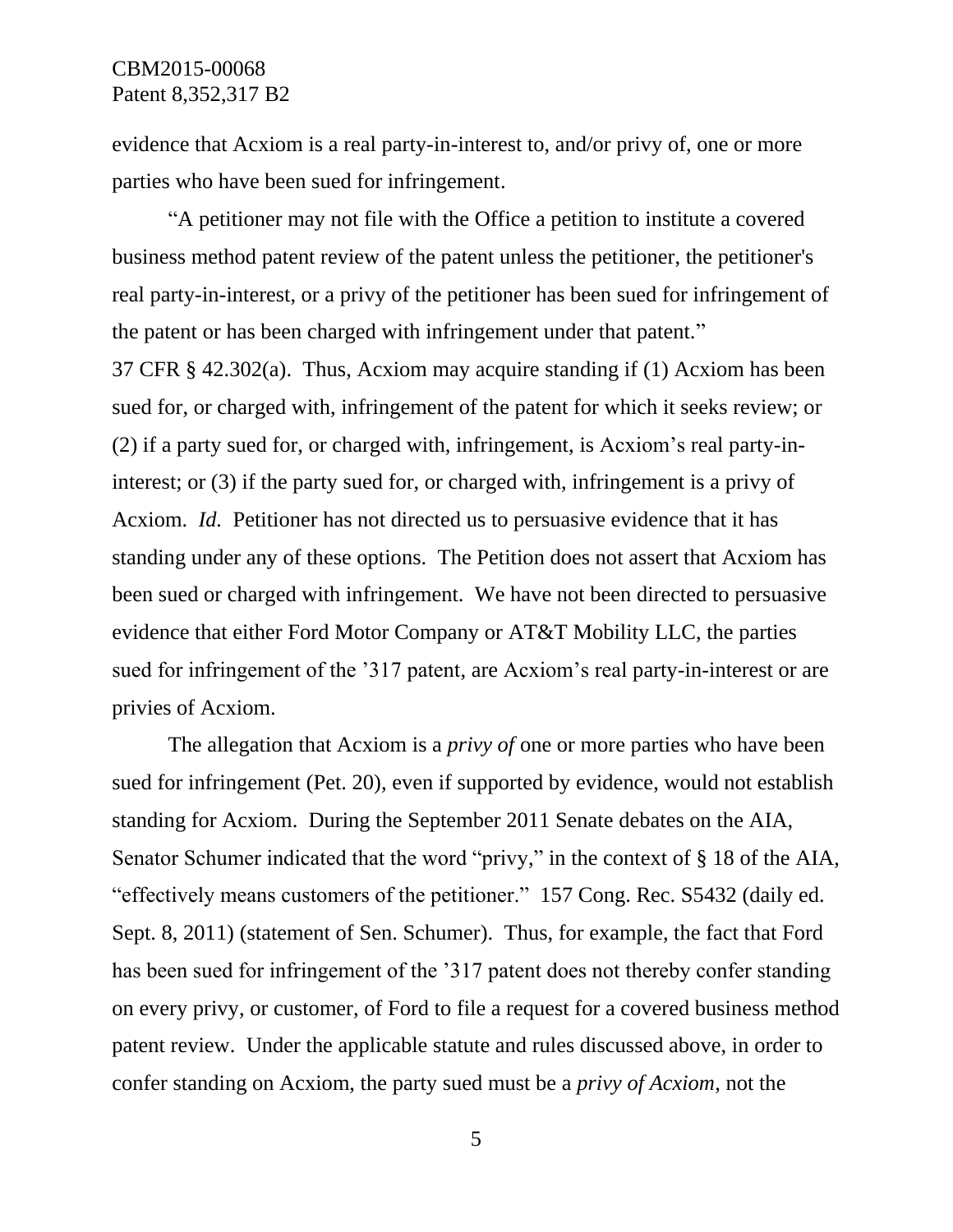evidence that Acxiom is a real party-in-interest to, and/or privy of, one or more parties who have been sued for infringement.

"A petitioner may not file with the Office a petition to institute a covered business method patent review of the patent unless the petitioner, the petitioner's real party-in-interest, or a privy of the petitioner has been sued for infringement of the patent or has been charged with infringement under that patent." 37 CFR § 42.302(a). Thus, Acxiom may acquire standing if (1) Acxiom has been sued for, or charged with, infringement of the patent for which it seeks review; or (2) if a party sued for, or charged with, infringement, is Acxiom's real party-in-interest; or (3) if the party sued for, or charged with, infringement is a privy of Acxiom. *Id.* Petitioner has not directed us to persuasive evidence that it has standing under any of these options. The Petition does not assert that Acxiom has been sued or charged with infringement. We have not been directed to persuasive evidence that either Ford Motor Company or AT&T Mobility LLC, the parties sued for infringement of the '317 patent, are Acxiom's real party-in-interest or are privies of Acxiom.

The allegation that Acxiom is a *privy of* one or more parties who have been sued for infringement (Pet. 20), even if supported by evidence, would not establish standing for Acxiom. During the September 2011 Senate debates on the AIA, Senator Schumer indicated that the word "privy," in the context of § 18 of the AIA, "effectively means customers of the petitioner." 157 Cong. Rec. S5432 (daily ed. Sept. 8, 2011) (statement of Sen. Schumer). Thus, for example, the fact that Ford has been sued for infringement of the '317 patent does not thereby confer standing on every privy, or customer, of Ford to file a request for a covered business method patent review. Under the applicable statute and rules discussed above, in order to confer standing on Acxiom, the party sued must be a *privy of Acxiom*, not the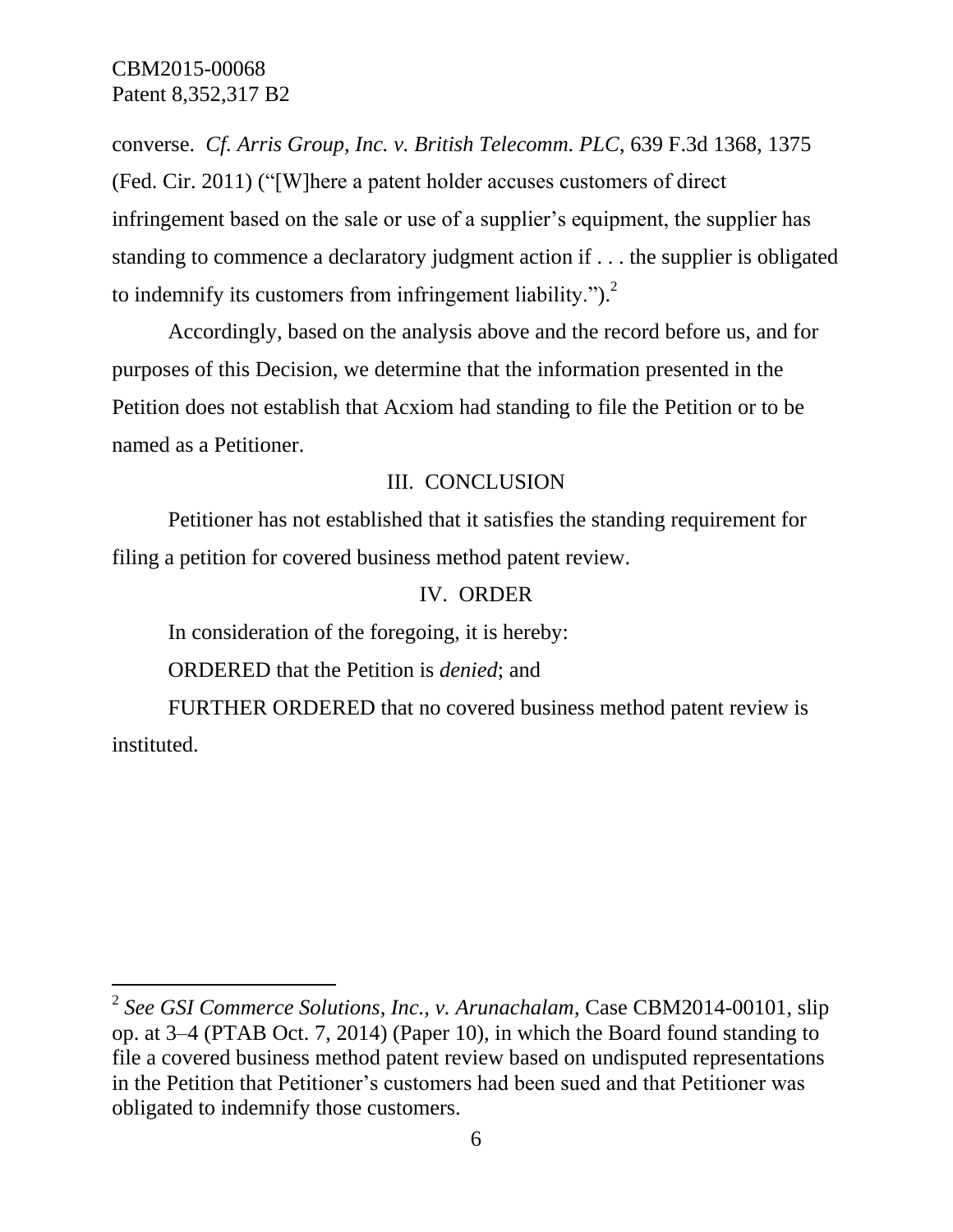converse. *Cf. Arris Group, Inc. v. British Telecomm. PLC*, 639 F.3d 1368, 1375 (Fed. Cir. 2011) ("[W]here a patent holder accuses customers of direct infringement based on the sale or use of a supplier's equipment, the supplier has standing to commence a declaratory judgment action if . . . the supplier is obligated to indemnify its customers from infringement liability.").[2]

Accordingly, based on the analysis above and the record before us, and for purposes of this Decision, we determine that the information presented in the Petition does not establish that Acxiom had standing to file the Petition or to be named as a Petitioner.

## III. CONCLUSION

Petitioner has not established that it satisfies the standing requirement for filing a petition for covered business method patent review.

## IV. ORDER

In consideration of the foregoing, it is hereby:

ORDERED that the Petition is *denied*; and

FURTHER ORDERED that no covered business method patent review is instituted.

---

[2] *See GSI Commerce Solutions, Inc., v. Arunachalam*, Case CBM2014-00101, slip op. at 3–4 (PTAB Oct. 7, 2014) (Paper 10), in which the Board found standing to file a covered business method patent review based on undisputed representations in the Petition that Petitioner's customers had been sued and that Petitioner was obligated to indemnify those customers.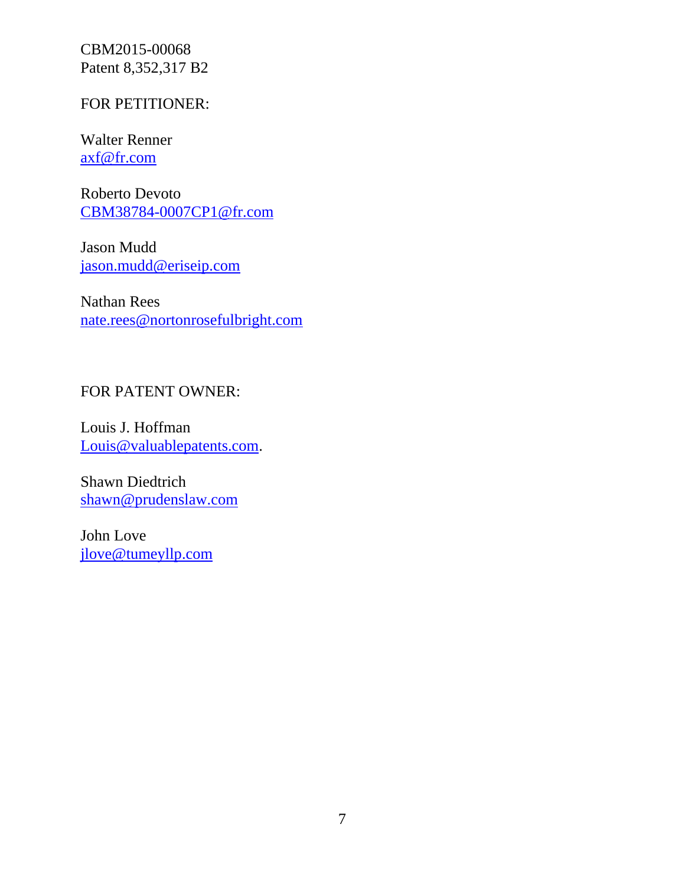CBM2015-00068
Patent 8,352,317 B2

FOR PETITIONER:

Walter Renner
axf@fr.com

Roberto Devoto
CBM38784-0007CP1@fr.com

Jason Mudd
jason.mudd@eriseip.com

Nathan Rees
nate.rees@nortonrosefulbright.com

FOR PATENT OWNER:

Louis J. Hoffman
Louis@valuablepatents.com.

Shawn Diedtrich
shawn@prudenslaw.com

John Love
jlove@tumeyllp.com